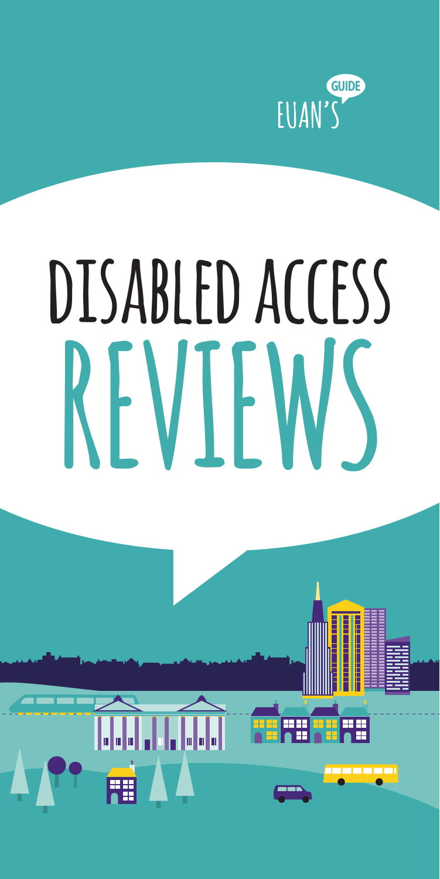EUAN'S GUIDE

# DISABLED ACCESS REVIEWS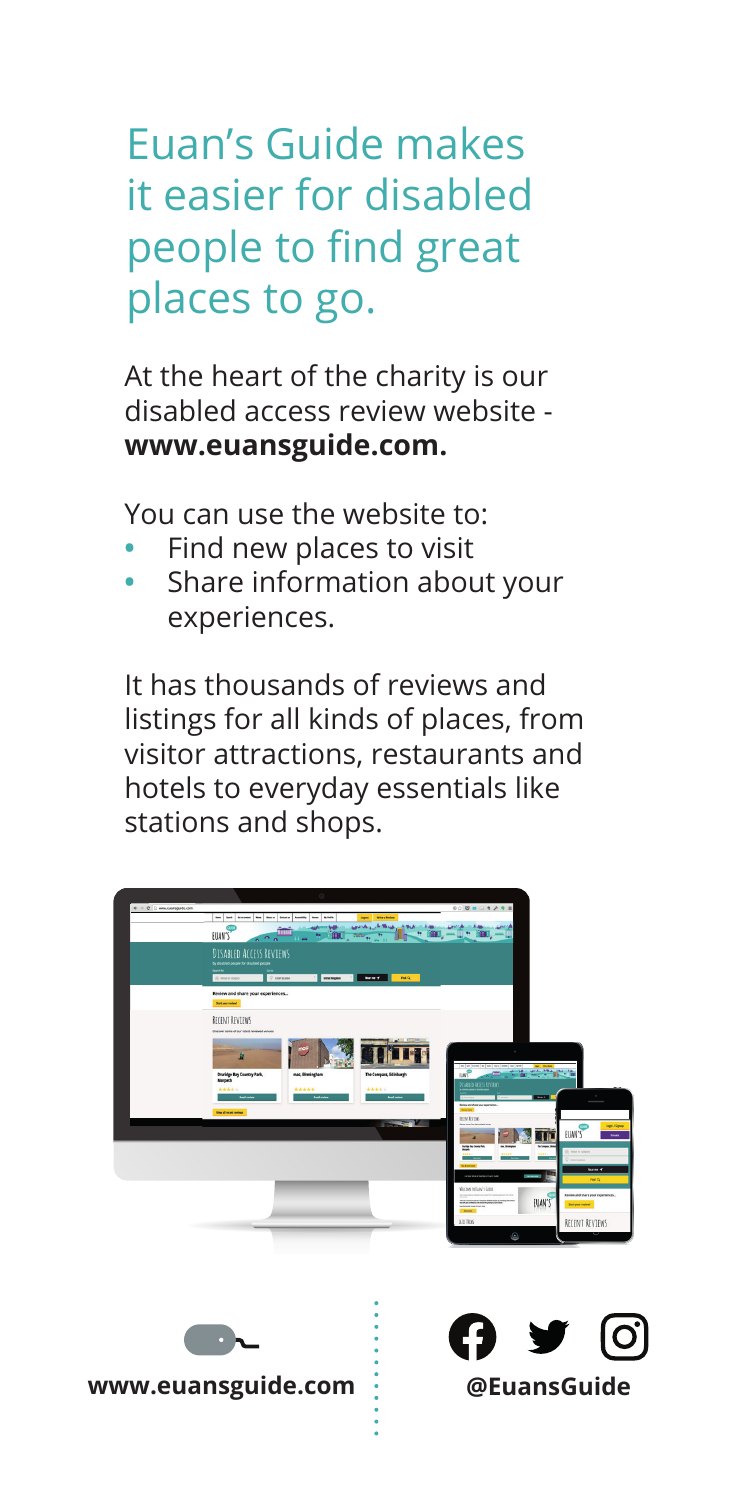# Euan's Guide makes it easier for disabled people to find great places to go.

At the heart of the charity is our disabled access review website - **www.euansguide.com.**

You can use the website to:

- Find new places to visit
- Share information about your experiences.

It has thousands of reviews and listings for all kinds of places, from visitor attractions, restaurants and hotels to everyday essentials like stations and shops.

**www.euansguide.com**

**@EuansGuide**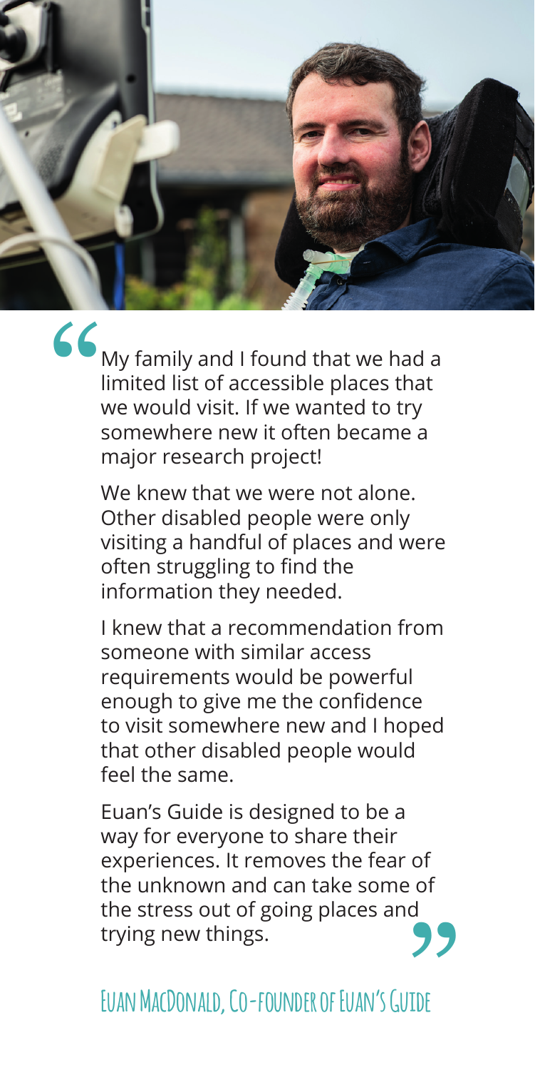> My family and I found that we had a limited list of accessible places that we would visit. If we wanted to try somewhere new it often became a major research project!
>
> We knew that we were not alone. Other disabled people were only visiting a handful of places and were often struggling to find the information they needed.
>
> I knew that a recommendation from someone with similar access requirements would be powerful enough to give me the confidence to visit somewhere new and I hoped that other disabled people would feel the same.
>
> Euan's Guide is designed to be a way for everyone to share their experiences. It removes the fear of the unknown and can take some of the stress out of going places and trying new things.

Euan MacDonald, Co-founder of Euan's Guide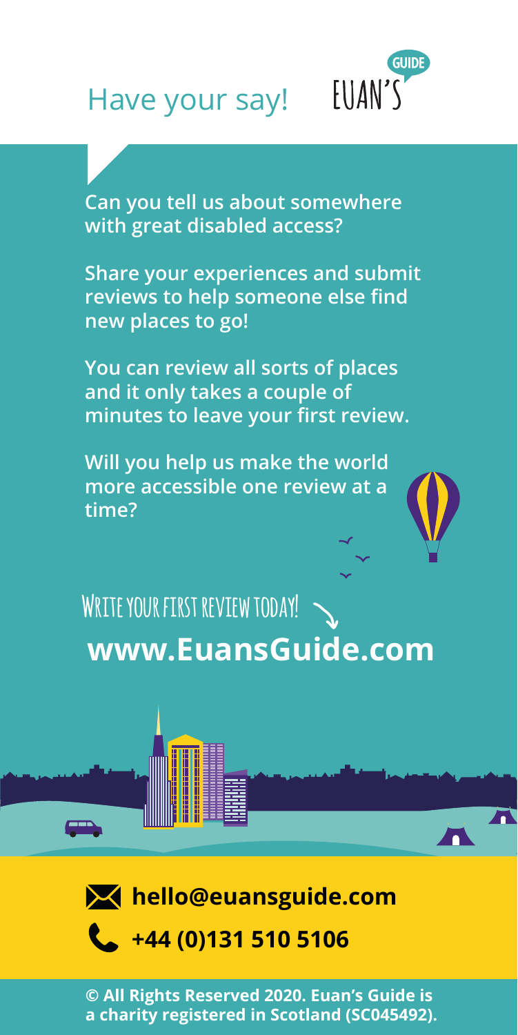# Have your say!

EUAN'S GUIDE

**Can you tell us about somewhere with great disabled access?**

**Share your experiences and submit reviews to help someone else find new places to go!**

**You can review all sorts of places and it only takes a couple of minutes to leave your first review.**

**Will you help us make the world more accessible one review at a time?**

## Write your first review today!

## **www.EuansGuide.com**

**hello@euansguide.com**

**+44 (0)131 510 5106**

**© All Rights Reserved 2020. Euan's Guide is a charity registered in Scotland (SC045492).**